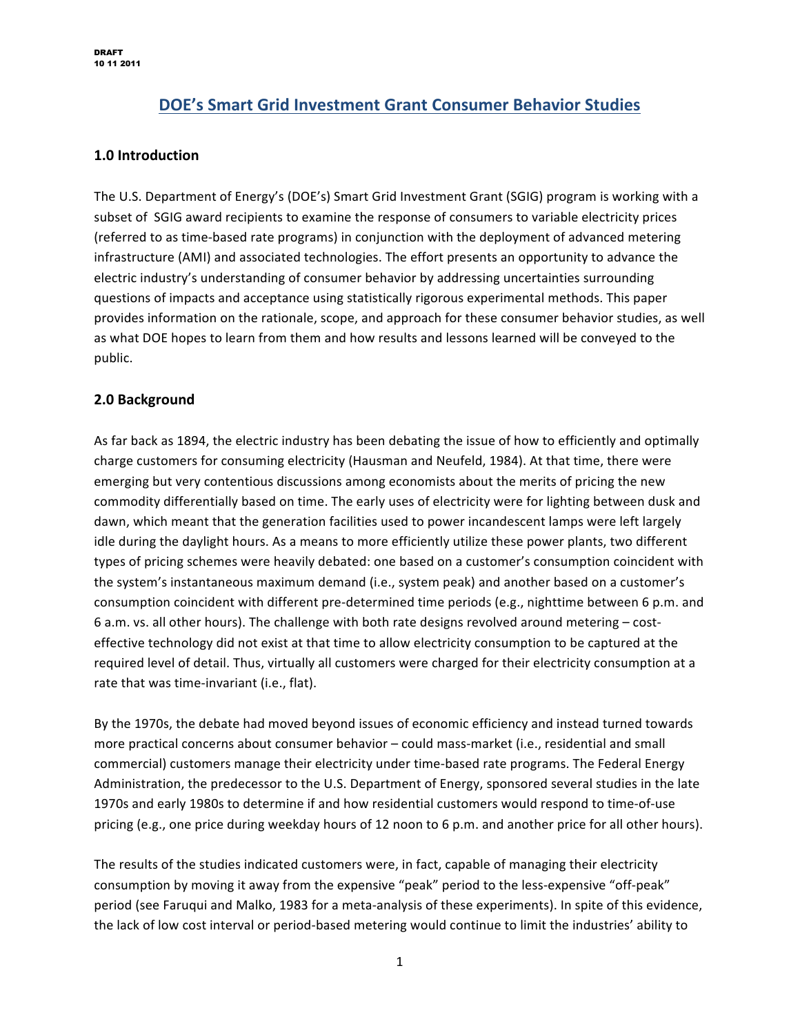DRAFT
10 11 2011

# DOE's Smart Grid Investment Grant Consumer Behavior Studies

## 1.0 Introduction

The U.S. Department of Energy's (DOE's) Smart Grid Investment Grant (SGIG) program is working with a subset of SGIG award recipients to examine the response of consumers to variable electricity prices (referred to as time-based rate programs) in conjunction with the deployment of advanced metering infrastructure (AMI) and associated technologies. The effort presents an opportunity to advance the electric industry's understanding of consumer behavior by addressing uncertainties surrounding questions of impacts and acceptance using statistically rigorous experimental methods. This paper provides information on the rationale, scope, and approach for these consumer behavior studies, as well as what DOE hopes to learn from them and how results and lessons learned will be conveyed to the public.

## 2.0 Background

As far back as 1894, the electric industry has been debating the issue of how to efficiently and optimally charge customers for consuming electricity (Hausman and Neufeld, 1984). At that time, there were emerging but very contentious discussions among economists about the merits of pricing the new commodity differentially based on time. The early uses of electricity were for lighting between dusk and dawn, which meant that the generation facilities used to power incandescent lamps were left largely idle during the daylight hours. As a means to more efficiently utilize these power plants, two different types of pricing schemes were heavily debated: one based on a customer's consumption coincident with the system's instantaneous maximum demand (i.e., system peak) and another based on a customer's consumption coincident with different pre-determined time periods (e.g., nighttime between 6 p.m. and 6 a.m. vs. all other hours). The challenge with both rate designs revolved around metering – cost-effective technology did not exist at that time to allow electricity consumption to be captured at the required level of detail. Thus, virtually all customers were charged for their electricity consumption at a rate that was time-invariant (i.e., flat).

By the 1970s, the debate had moved beyond issues of economic efficiency and instead turned towards more practical concerns about consumer behavior – could mass-market (i.e., residential and small commercial) customers manage their electricity under time-based rate programs. The Federal Energy Administration, the predecessor to the U.S. Department of Energy, sponsored several studies in the late 1970s and early 1980s to determine if and how residential customers would respond to time-of-use pricing (e.g., one price during weekday hours of 12 noon to 6 p.m. and another price for all other hours).

The results of the studies indicated customers were, in fact, capable of managing their electricity consumption by moving it away from the expensive "peak" period to the less-expensive "off-peak" period (see Faruqui and Malko, 1983 for a meta-analysis of these experiments). In spite of this evidence, the lack of low cost interval or period-based metering would continue to limit the industries' ability to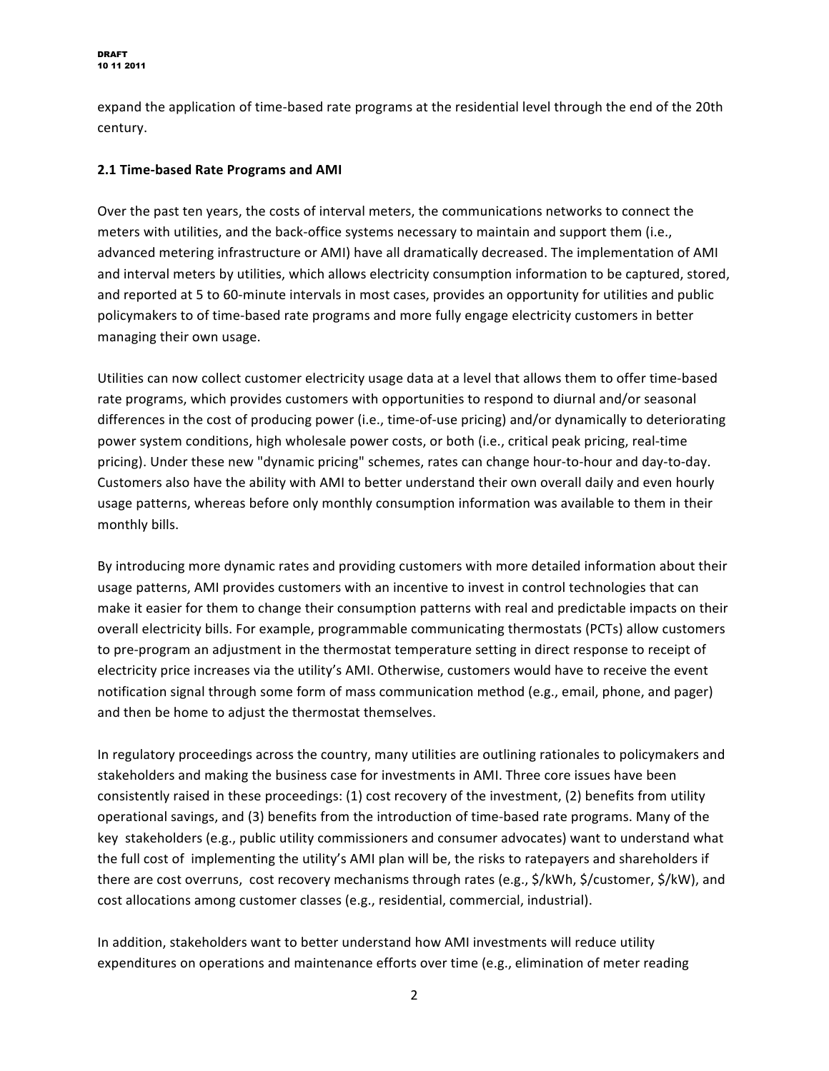expand the application of time-based rate programs at the residential level through the end of the 20th century.

### 2.1 Time-based Rate Programs and AMI

Over the past ten years, the costs of interval meters, the communications networks to connect the meters with utilities, and the back-office systems necessary to maintain and support them (i.e., advanced metering infrastructure or AMI) have all dramatically decreased. The implementation of AMI and interval meters by utilities, which allows electricity consumption information to be captured, stored, and reported at 5 to 60-minute intervals in most cases, provides an opportunity for utilities and public policymakers to of time-based rate programs and more fully engage electricity customers in better managing their own usage.

Utilities can now collect customer electricity usage data at a level that allows them to offer time-based rate programs, which provides customers with opportunities to respond to diurnal and/or seasonal differences in the cost of producing power (i.e., time-of-use pricing) and/or dynamically to deteriorating power system conditions, high wholesale power costs, or both (i.e., critical peak pricing, real-time pricing). Under these new "dynamic pricing" schemes, rates can change hour-to-hour and day-to-day. Customers also have the ability with AMI to better understand their own overall daily and even hourly usage patterns, whereas before only monthly consumption information was available to them in their monthly bills.

By introducing more dynamic rates and providing customers with more detailed information about their usage patterns, AMI provides customers with an incentive to invest in control technologies that can make it easier for them to change their consumption patterns with real and predictable impacts on their overall electricity bills. For example, programmable communicating thermostats (PCTs) allow customers to pre-program an adjustment in the thermostat temperature setting in direct response to receipt of electricity price increases via the utility's AMI. Otherwise, customers would have to receive the event notification signal through some form of mass communication method (e.g., email, phone, and pager) and then be home to adjust the thermostat themselves.

In regulatory proceedings across the country, many utilities are outlining rationales to policymakers and stakeholders and making the business case for investments in AMI. Three core issues have been consistently raised in these proceedings: (1) cost recovery of the investment, (2) benefits from utility operational savings, and (3) benefits from the introduction of time-based rate programs. Many of the key stakeholders (e.g., public utility commissioners and consumer advocates) want to understand what the full cost of implementing the utility's AMI plan will be, the risks to ratepayers and shareholders if there are cost overruns, cost recovery mechanisms through rates (e.g., $/kWh, $/customer, $/kW), and cost allocations among customer classes (e.g., residential, commercial, industrial).

In addition, stakeholders want to better understand how AMI investments will reduce utility expenditures on operations and maintenance efforts over time (e.g., elimination of meter reading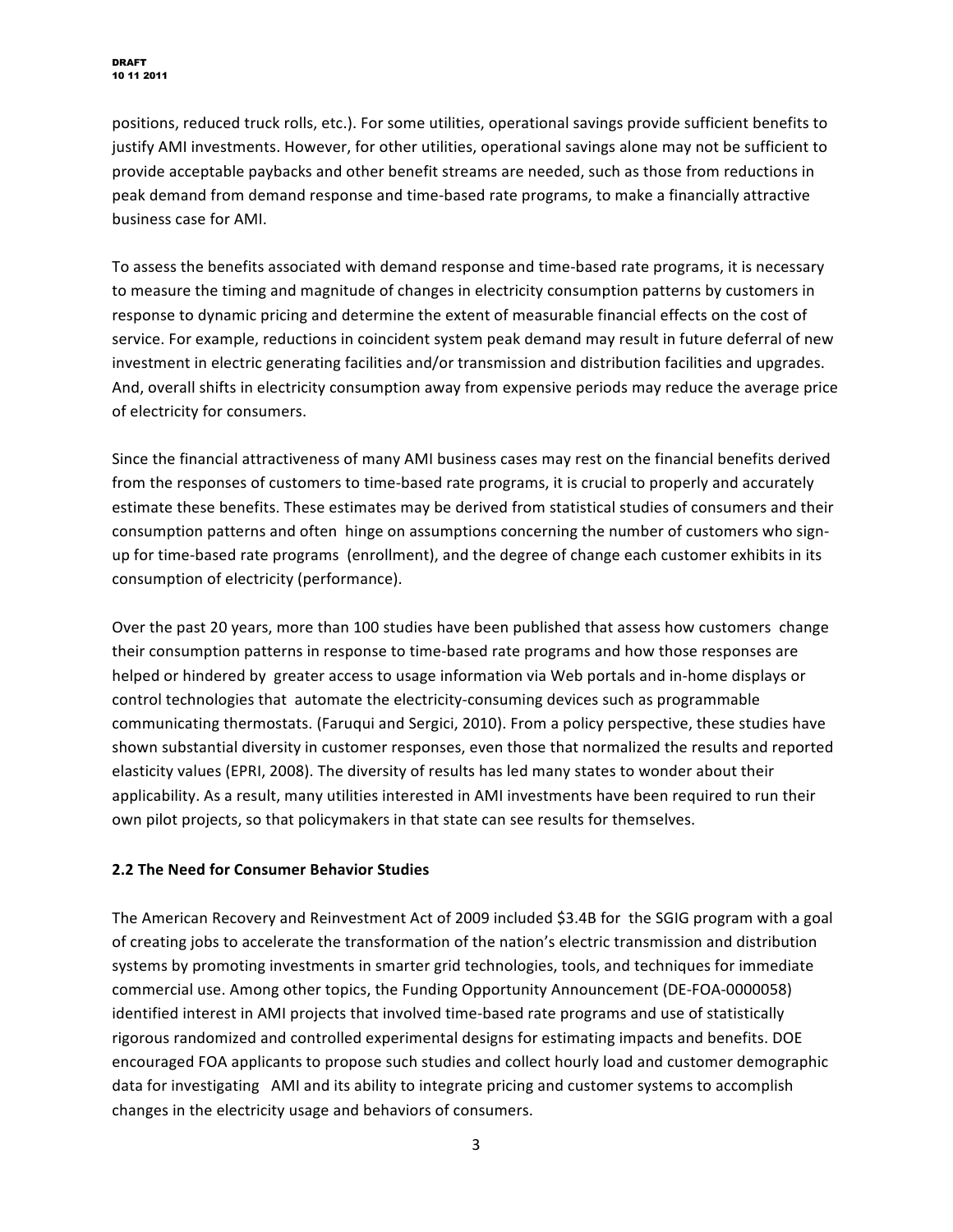positions, reduced truck rolls, etc.). For some utilities, operational savings provide sufficient benefits to justify AMI investments. However, for other utilities, operational savings alone may not be sufficient to provide acceptable paybacks and other benefit streams are needed, such as those from reductions in peak demand from demand response and time-based rate programs, to make a financially attractive business case for AMI.

To assess the benefits associated with demand response and time-based rate programs, it is necessary to measure the timing and magnitude of changes in electricity consumption patterns by customers in response to dynamic pricing and determine the extent of measurable financial effects on the cost of service. For example, reductions in coincident system peak demand may result in future deferral of new investment in electric generating facilities and/or transmission and distribution facilities and upgrades. And, overall shifts in electricity consumption away from expensive periods may reduce the average price of electricity for consumers.

Since the financial attractiveness of many AMI business cases may rest on the financial benefits derived from the responses of customers to time-based rate programs, it is crucial to properly and accurately estimate these benefits. These estimates may be derived from statistical studies of consumers and their consumption patterns and often hinge on assumptions concerning the number of customers who sign-up for time-based rate programs (enrollment), and the degree of change each customer exhibits in its consumption of electricity (performance).

Over the past 20 years, more than 100 studies have been published that assess how customers change their consumption patterns in response to time-based rate programs and how those responses are helped or hindered by greater access to usage information via Web portals and in-home displays or control technologies that automate the electricity-consuming devices such as programmable communicating thermostats. (Faruqui and Sergici, 2010). From a policy perspective, these studies have shown substantial diversity in customer responses, even those that normalized the results and reported elasticity values (EPRI, 2008). The diversity of results has led many states to wonder about their applicability. As a result, many utilities interested in AMI investments have been required to run their own pilot projects, so that policymakers in that state can see results for themselves.

## 2.2 The Need for Consumer Behavior Studies

The American Recovery and Reinvestment Act of 2009 included $3.4B for the SGIG program with a goal of creating jobs to accelerate the transformation of the nation's electric transmission and distribution systems by promoting investments in smarter grid technologies, tools, and techniques for immediate commercial use. Among other topics, the Funding Opportunity Announcement (DE-FOA-0000058) identified interest in AMI projects that involved time-based rate programs and use of statistically rigorous randomized and controlled experimental designs for estimating impacts and benefits. DOE encouraged FOA applicants to propose such studies and collect hourly load and customer demographic data for investigating AMI and its ability to integrate pricing and customer systems to accomplish changes in the electricity usage and behaviors of consumers.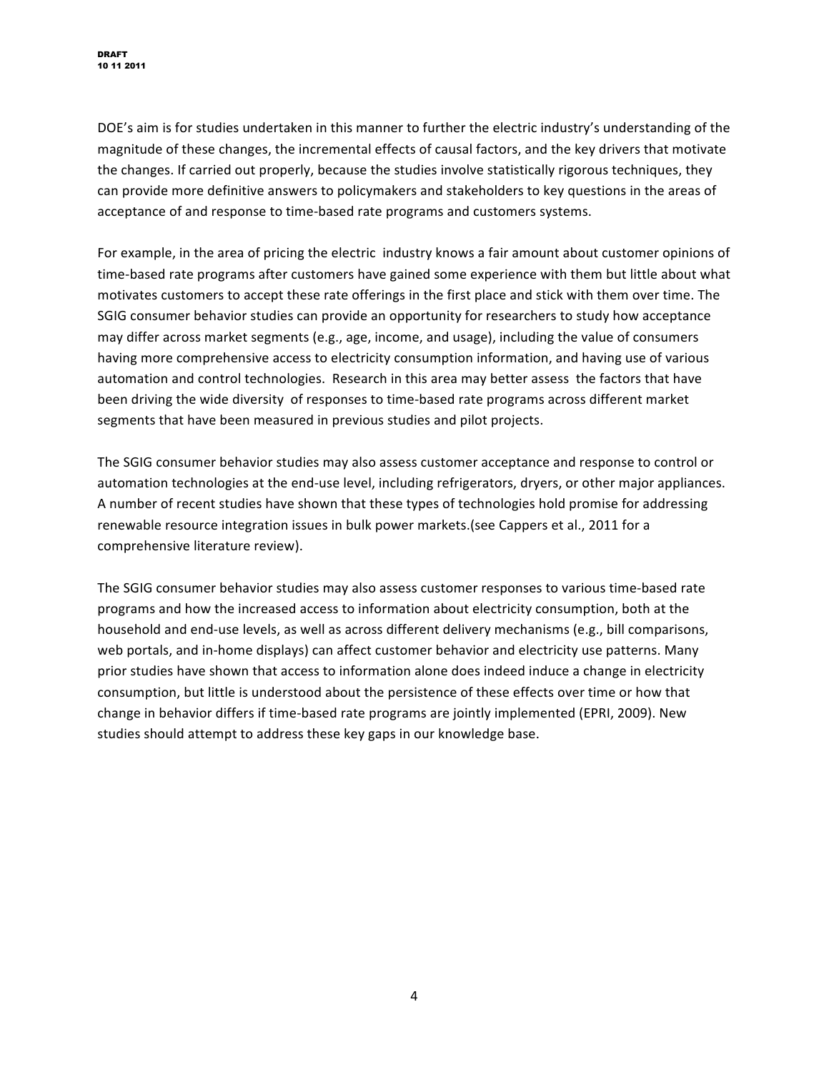DOE's aim is for studies undertaken in this manner to further the electric industry's understanding of the magnitude of these changes, the incremental effects of causal factors, and the key drivers that motivate the changes. If carried out properly, because the studies involve statistically rigorous techniques, they can provide more definitive answers to policymakers and stakeholders to key questions in the areas of acceptance of and response to time-based rate programs and customers systems.

For example, in the area of pricing the electric industry knows a fair amount about customer opinions of time-based rate programs after customers have gained some experience with them but little about what motivates customers to accept these rate offerings in the first place and stick with them over time. The SGIG consumer behavior studies can provide an opportunity for researchers to study how acceptance may differ across market segments (e.g., age, income, and usage), including the value of consumers having more comprehensive access to electricity consumption information, and having use of various automation and control technologies. Research in this area may better assess the factors that have been driving the wide diversity of responses to time-based rate programs across different market segments that have been measured in previous studies and pilot projects.

The SGIG consumer behavior studies may also assess customer acceptance and response to control or automation technologies at the end-use level, including refrigerators, dryers, or other major appliances. A number of recent studies have shown that these types of technologies hold promise for addressing renewable resource integration issues in bulk power markets.(see Cappers et al., 2011 for a comprehensive literature review).

The SGIG consumer behavior studies may also assess customer responses to various time-based rate programs and how the increased access to information about electricity consumption, both at the household and end-use levels, as well as across different delivery mechanisms (e.g., bill comparisons, web portals, and in-home displays) can affect customer behavior and electricity use patterns. Many prior studies have shown that access to information alone does indeed induce a change in electricity consumption, but little is understood about the persistence of these effects over time or how that change in behavior differs if time-based rate programs are jointly implemented (EPRI, 2009). New studies should attempt to address these key gaps in our knowledge base.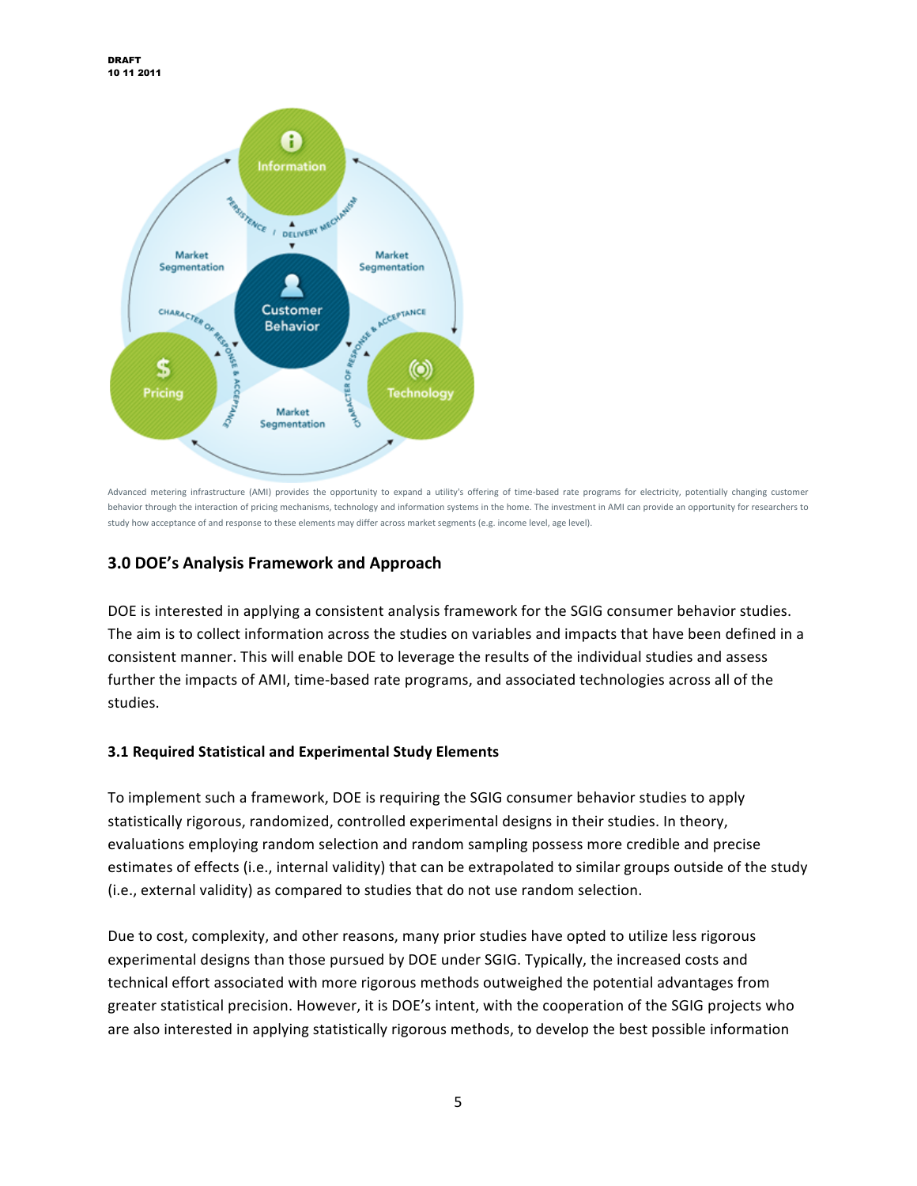Advanced metering infrastructure (AMI) provides the opportunity to expand a utility's offering of time-based rate programs for electricity, potentially changing customer behavior through the interaction of pricing mechanisms, technology and information systems in the home. The investment in AMI can provide an opportunity for researchers to study how acceptance of and response to these elements may differ across market segments (e.g. income level, age level).

## 3.0 DOE's Analysis Framework and Approach

DOE is interested in applying a consistent analysis framework for the SGIG consumer behavior studies. The aim is to collect information across the studies on variables and impacts that have been defined in a consistent manner. This will enable DOE to leverage the results of the individual studies and assess further the impacts of AMI, time-based rate programs, and associated technologies across all of the studies.

### 3.1 Required Statistical and Experimental Study Elements

To implement such a framework, DOE is requiring the SGIG consumer behavior studies to apply statistically rigorous, randomized, controlled experimental designs in their studies. In theory, evaluations employing random selection and random sampling possess more credible and precise estimates of effects (i.e., internal validity) that can be extrapolated to similar groups outside of the study (i.e., external validity) as compared to studies that do not use random selection.

Due to cost, complexity, and other reasons, many prior studies have opted to utilize less rigorous experimental designs than those pursued by DOE under SGIG. Typically, the increased costs and technical effort associated with more rigorous methods outweighed the potential advantages from greater statistical precision. However, it is DOE's intent, with the cooperation of the SGIG projects who are also interested in applying statistically rigorous methods, to develop the best possible information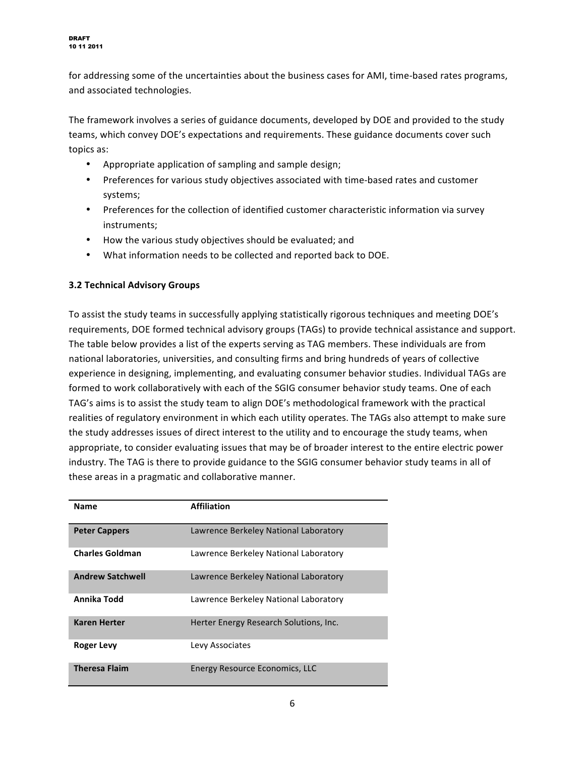for addressing some of the uncertainties about the business cases for AMI, time-based rates programs, and associated technologies.

The framework involves a series of guidance documents, developed by DOE and provided to the study teams, which convey DOE's expectations and requirements. These guidance documents cover such topics as:

- Appropriate application of sampling and sample design;
- Preferences for various study objectives associated with time-based rates and customer systems;
- Preferences for the collection of identified customer characteristic information via survey instruments;
- How the various study objectives should be evaluated; and
- What information needs to be collected and reported back to DOE.

### 3.2 Technical Advisory Groups

To assist the study teams in successfully applying statistically rigorous techniques and meeting DOE's requirements, DOE formed technical advisory groups (TAGs) to provide technical assistance and support. The table below provides a list of the experts serving as TAG members. These individuals are from national laboratories, universities, and consulting firms and bring hundreds of years of collective experience in designing, implementing, and evaluating consumer behavior studies. Individual TAGs are formed to work collaboratively with each of the SGIG consumer behavior study teams. One of each TAG's aims is to assist the study team to align DOE's methodological framework with the practical realities of regulatory environment in which each utility operates. The TAGs also attempt to make sure the study addresses issues of direct interest to the utility and to encourage the study teams, when appropriate, to consider evaluating issues that may be of broader interest to the entire electric power industry. The TAG is there to provide guidance to the SGIG consumer behavior study teams in all of these areas in a pragmatic and collaborative manner.

| Name | Affiliation |
|---|---|
| **Peter Cappers** | Lawrence Berkeley National Laboratory |
| **Charles Goldman** | Lawrence Berkeley National Laboratory |
| **Andrew Satchwell** | Lawrence Berkeley National Laboratory |
| **Annika Todd** | Lawrence Berkeley National Laboratory |
| **Karen Herter** | Herter Energy Research Solutions, Inc. |
| **Roger Levy** | Levy Associates |
| **Theresa Flaim** | Energy Resource Economics, LLC |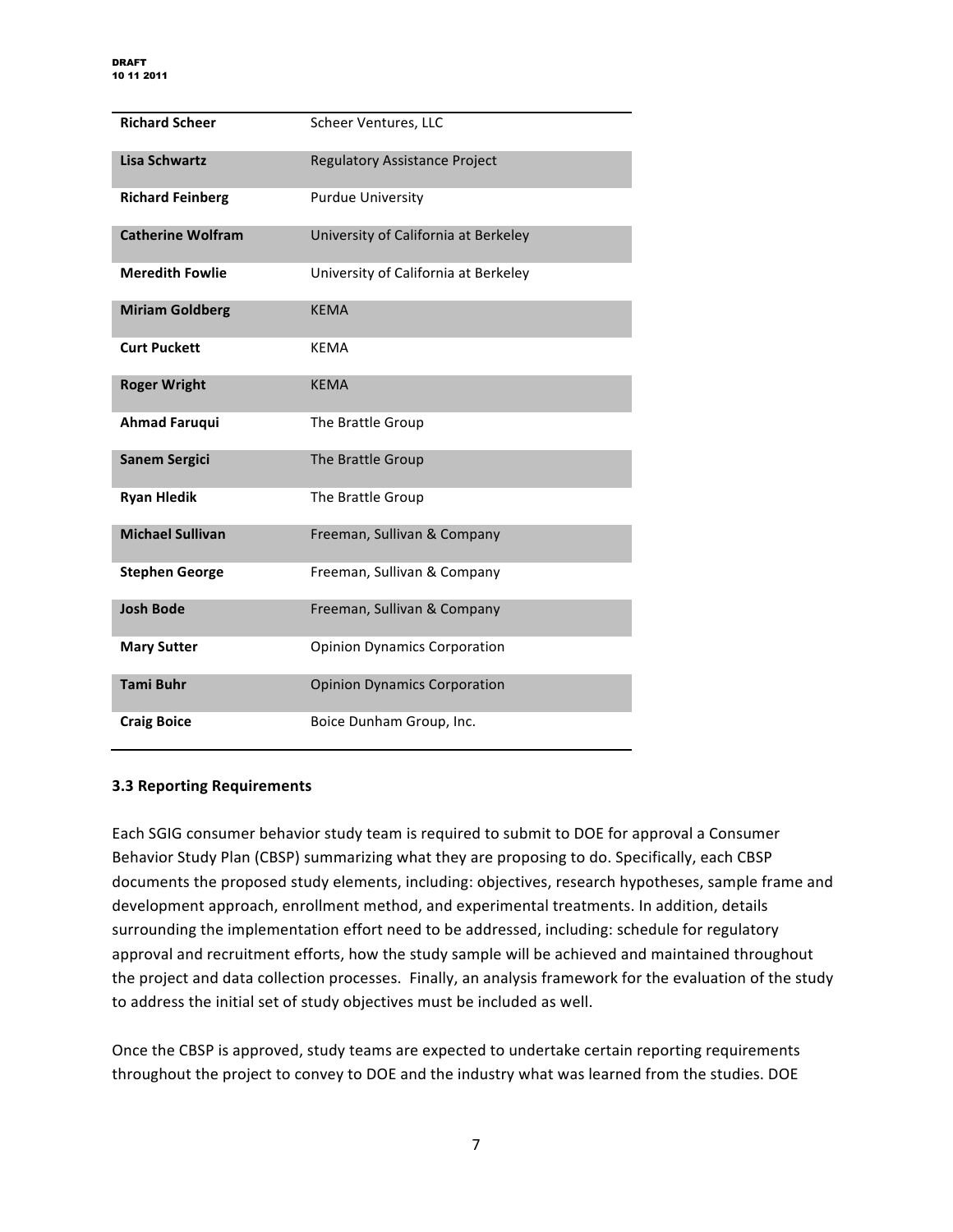| Richard Scheer | Scheer Ventures, LLC |
|---|---|
| **Lisa Schwartz** | Regulatory Assistance Project |
| **Richard Feinberg** | Purdue University |
| **Catherine Wolfram** | University of California at Berkeley |
| **Meredith Fowlie** | University of California at Berkeley |
| **Miriam Goldberg** | KEMA |
| **Curt Puckett** | KEMA |
| **Roger Wright** | KEMA |
| **Ahmad Faruqui** | The Brattle Group |
| **Sanem Sergici** | The Brattle Group |
| **Ryan Hledik** | The Brattle Group |
| **Michael Sullivan** | Freeman, Sullivan & Company |
| **Stephen George** | Freeman, Sullivan & Company |
| **Josh Bode** | Freeman, Sullivan & Company |
| **Mary Sutter** | Opinion Dynamics Corporation |
| **Tami Buhr** | Opinion Dynamics Corporation |
| **Craig Boice** | Boice Dunham Group, Inc. |

### 3.3 Reporting Requirements

Each SGIG consumer behavior study team is required to submit to DOE for approval a Consumer Behavior Study Plan (CBSP) summarizing what they are proposing to do. Specifically, each CBSP documents the proposed study elements, including: objectives, research hypotheses, sample frame and development approach, enrollment method, and experimental treatments. In addition, details surrounding the implementation effort need to be addressed, including: schedule for regulatory approval and recruitment efforts, how the study sample will be achieved and maintained throughout the project and data collection processes. Finally, an analysis framework for the evaluation of the study to address the initial set of study objectives must be included as well.

Once the CBSP is approved, study teams are expected to undertake certain reporting requirements throughout the project to convey to DOE and the industry what was learned from the studies. DOE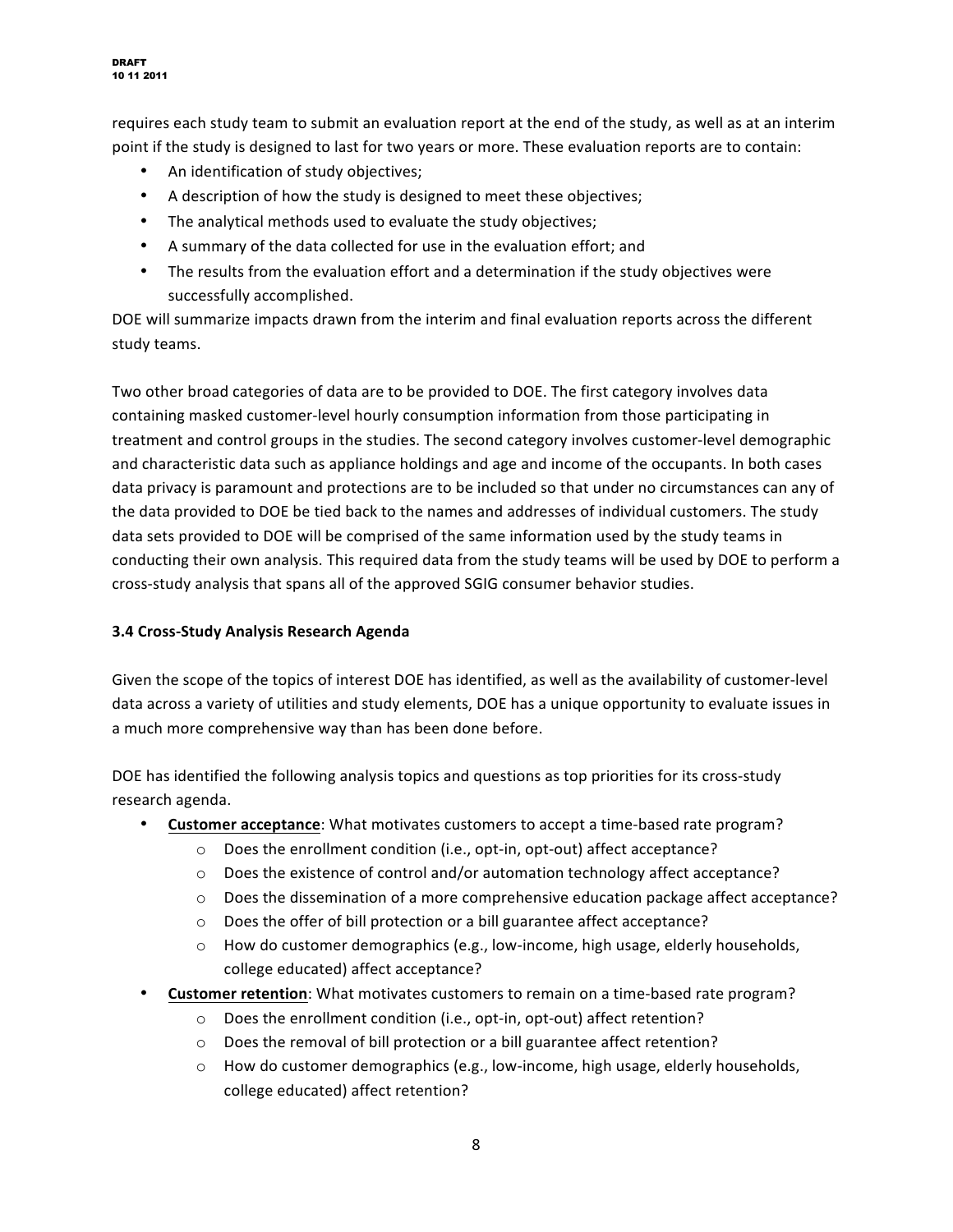requires each study team to submit an evaluation report at the end of the study, as well as at an interim point if the study is designed to last for two years or more. These evaluation reports are to contain:

- An identification of study objectives;
- A description of how the study is designed to meet these objectives;
- The analytical methods used to evaluate the study objectives;
- A summary of the data collected for use in the evaluation effort; and
- The results from the evaluation effort and a determination if the study objectives were successfully accomplished.

DOE will summarize impacts drawn from the interim and final evaluation reports across the different study teams.

Two other broad categories of data are to be provided to DOE. The first category involves data containing masked customer-level hourly consumption information from those participating in treatment and control groups in the studies. The second category involves customer-level demographic and characteristic data such as appliance holdings and age and income of the occupants. In both cases data privacy is paramount and protections are to be included so that under no circumstances can any of the data provided to DOE be tied back to the names and addresses of individual customers. The study data sets provided to DOE will be comprised of the same information used by the study teams in conducting their own analysis. This required data from the study teams will be used by DOE to perform a cross-study analysis that spans all of the approved SGIG consumer behavior studies.

### 3.4 Cross-Study Analysis Research Agenda

Given the scope of the topics of interest DOE has identified, as well as the availability of customer-level data across a variety of utilities and study elements, DOE has a unique opportunity to evaluate issues in a much more comprehensive way than has been done before.

DOE has identified the following analysis topics and questions as top priorities for its cross-study research agenda.

- **Customer acceptance**: What motivates customers to accept a time-based rate program?
    - Does the enrollment condition (i.e., opt-in, opt-out) affect acceptance?
    - Does the existence of control and/or automation technology affect acceptance?
    - Does the dissemination of a more comprehensive education package affect acceptance?
    - Does the offer of bill protection or a bill guarantee affect acceptance?
    - How do customer demographics (e.g., low-income, high usage, elderly households, college educated) affect acceptance?
- **Customer retention**: What motivates customers to remain on a time-based rate program?
    - Does the enrollment condition (i.e., opt-in, opt-out) affect retention?
    - Does the removal of bill protection or a bill guarantee affect retention?
    - How do customer demographics (e.g., low-income, high usage, elderly households, college educated) affect retention?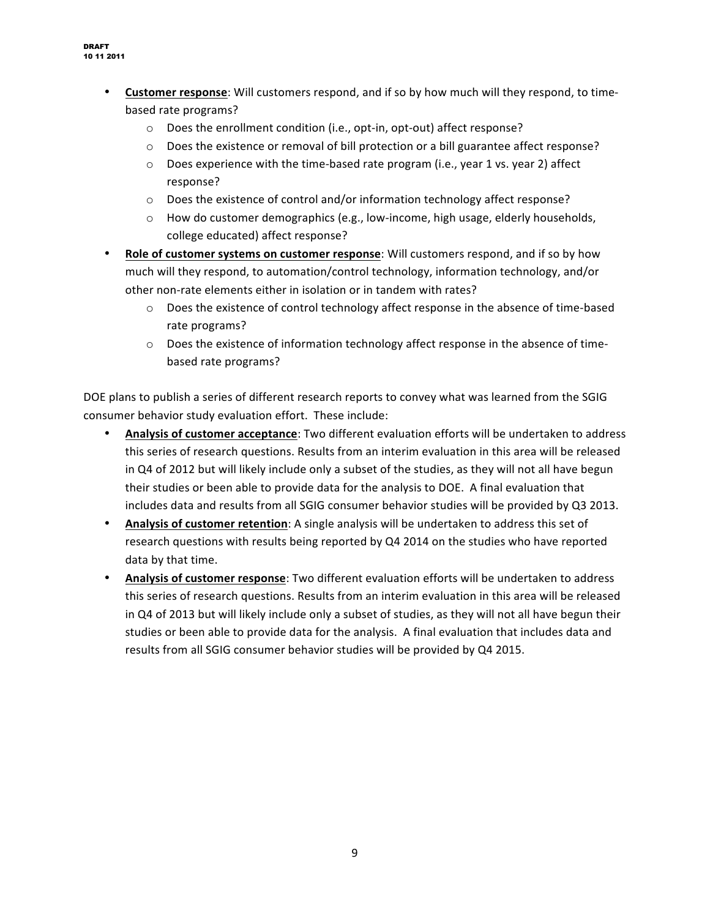- **Customer response**: Will customers respond, and if so by how much will they respond, to time-based rate programs?
  - Does the enrollment condition (i.e., opt-in, opt-out) affect response?
  - Does the existence or removal of bill protection or a bill guarantee affect response?
  - Does experience with the time-based rate program (i.e., year 1 vs. year 2) affect response?
  - Does the existence of control and/or information technology affect response?
  - How do customer demographics (e.g., low-income, high usage, elderly households, college educated) affect response?
- **Role of customer systems on customer response**: Will customers respond, and if so by how much will they respond, to automation/control technology, information technology, and/or other non-rate elements either in isolation or in tandem with rates?
  - Does the existence of control technology affect response in the absence of time-based rate programs?
  - Does the existence of information technology affect response in the absence of time-based rate programs?

DOE plans to publish a series of different research reports to convey what was learned from the SGIG consumer behavior study evaluation effort. These include:

- **Analysis of customer acceptance**: Two different evaluation efforts will be undertaken to address this series of research questions. Results from an interim evaluation in this area will be released in Q4 of 2012 but will likely include only a subset of the studies, as they will not all have begun their studies or been able to provide data for the analysis to DOE. A final evaluation that includes data and results from all SGIG consumer behavior studies will be provided by Q3 2013.
- **Analysis of customer retention**: A single analysis will be undertaken to address this set of research questions with results being reported by Q4 2014 on the studies who have reported data by that time.
- **Analysis of customer response**: Two different evaluation efforts will be undertaken to address this series of research questions. Results from an interim evaluation in this area will be released in Q4 of 2013 but will likely include only a subset of studies, as they will not all have begun their studies or been able to provide data for the analysis. A final evaluation that includes data and results from all SGIG consumer behavior studies will be provided by Q4 2015.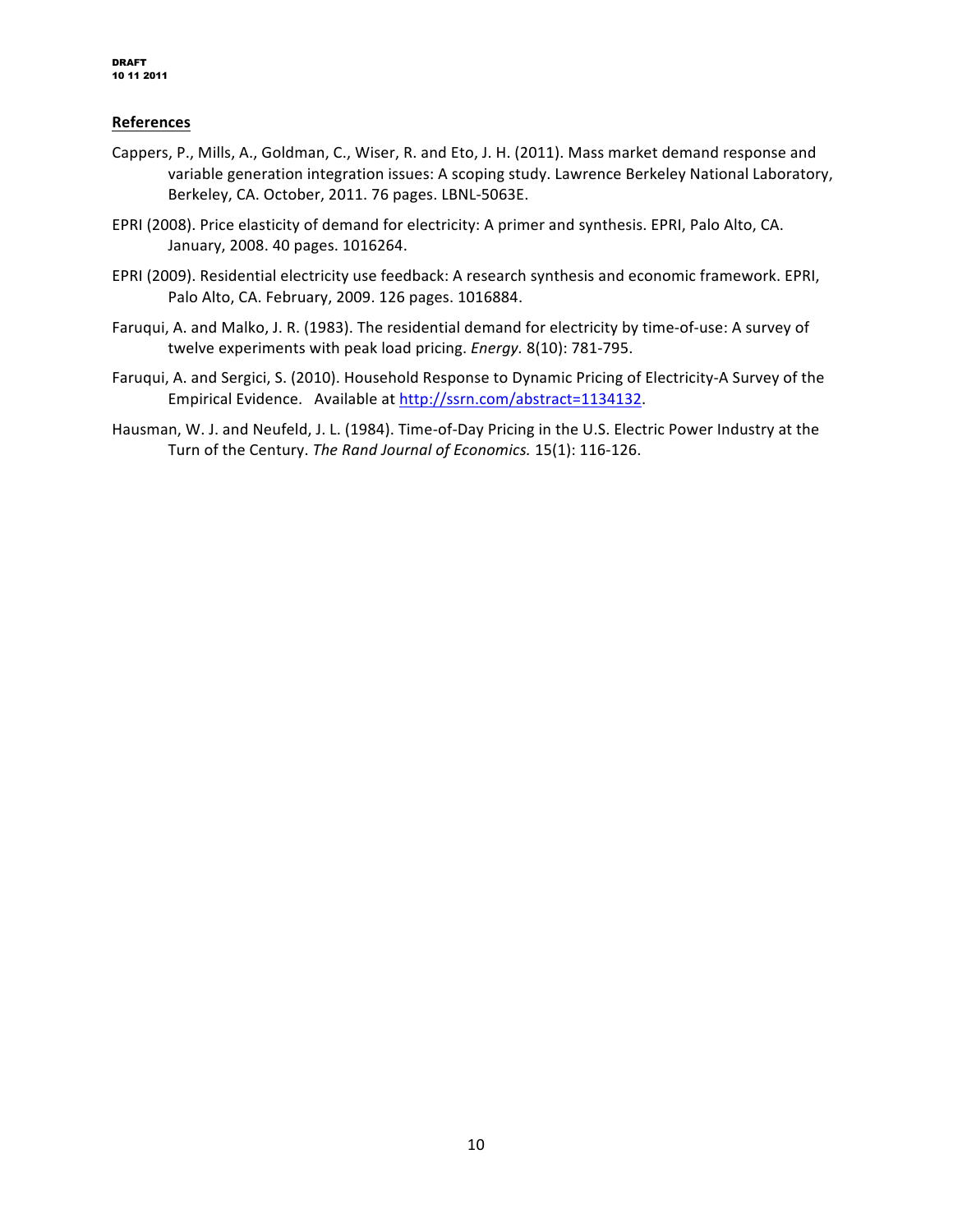## References

Cappers, P., Mills, A., Goldman, C., Wiser, R. and Eto, J. H. (2011). Mass market demand response and variable generation integration issues: A scoping study. Lawrence Berkeley National Laboratory, Berkeley, CA. October, 2011. 76 pages. LBNL-5063E.

EPRI (2008). Price elasticity of demand for electricity: A primer and synthesis. EPRI, Palo Alto, CA. January, 2008. 40 pages. 1016264.

EPRI (2009). Residential electricity use feedback: A research synthesis and economic framework. EPRI, Palo Alto, CA. February, 2009. 126 pages. 1016884.

Faruqui, A. and Malko, J. R. (1983). The residential demand for electricity by time-of-use: A survey of twelve experiments with peak load pricing. *Energy.* 8(10): 781-795.

Faruqui, A. and Sergici, S. (2010). Household Response to Dynamic Pricing of Electricity-A Survey of the Empirical Evidence. Available at http://ssrn.com/abstract=1134132.

Hausman, W. J. and Neufeld, J. L. (1984). Time-of-Day Pricing in the U.S. Electric Power Industry at the Turn of the Century. *The Rand Journal of Economics.* 15(1): 116-126.